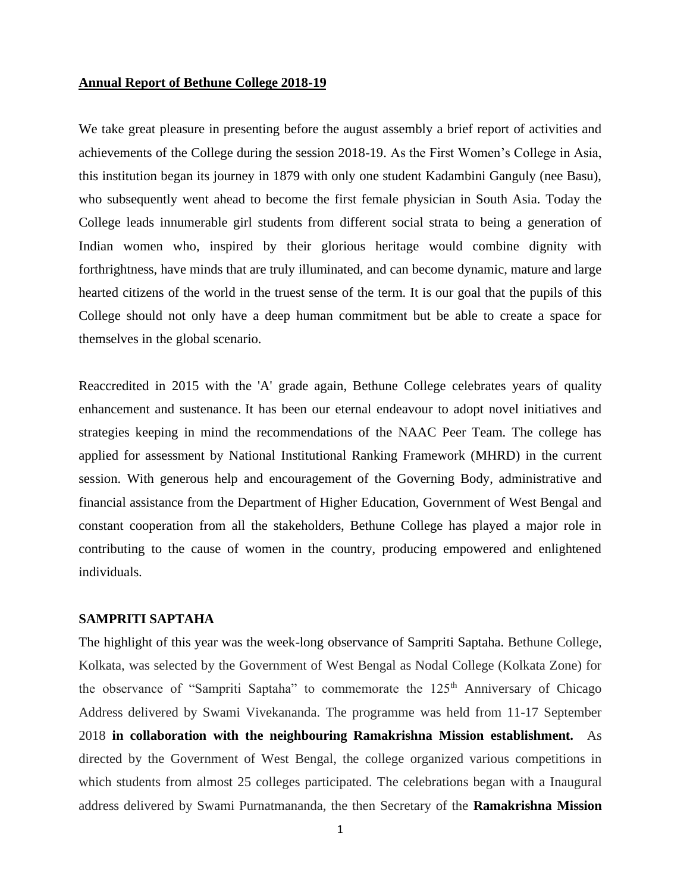**Annual Report of Bethune College 2018-19**

We take great pleasure in presenting before the august assembly a brief report of activities and achievements of the College during the session 2018-19. As the First Women's College in Asia, this institution began its journey in 1879 with only one student Kadambini Ganguly (nee Basu), who subsequently went ahead to become the first female physician in South Asia. Today the College leads innumerable girl students from different social strata to being a generation of Indian women who, inspired by their glorious heritage would combine dignity with forthrightness, have minds that are truly illuminated, and can become dynamic, mature and large hearted citizens of the world in the truest sense of the term. It is our goal that the pupils of this College should not only have a deep human commitment but be able to create a space for themselves in the global scenario.

Reaccredited in 2015 with the 'A' grade again, Bethune College celebrates years of quality enhancement and sustenance. It has been our eternal endeavour to adopt novel initiatives and strategies keeping in mind the recommendations of the NAAC Peer Team. The college has applied for assessment by National Institutional Ranking Framework (MHRD) in the current session. With generous help and encouragement of the Governing Body, administrative and financial assistance from the Department of Higher Education, Government of West Bengal and constant cooperation from all the stakeholders, Bethune College has played a major role in contributing to the cause of women in the country, producing empowered and enlightened individuals.

**SAMPRITI SAPTAHA**

The highlight of this year was the week-long observance of Sampriti Saptaha. Bethune College, Kolkata, was selected by the Government of West Bengal as Nodal College (Kolkata Zone) for the observance of "Sampriti Saptaha" to commemorate the 125th Anniversary of Chicago Address delivered by Swami Vivekananda. The programme was held from 11-17 September 2018 **in collaboration with the neighbouring Ramakrishna Mission establishment.** As directed by the Government of West Bengal, the college organized various competitions in which students from almost 25 colleges participated. The celebrations began with a Inaugural address delivered by Swami Purnatmananda, the then Secretary of the **Ramakrishna Mission**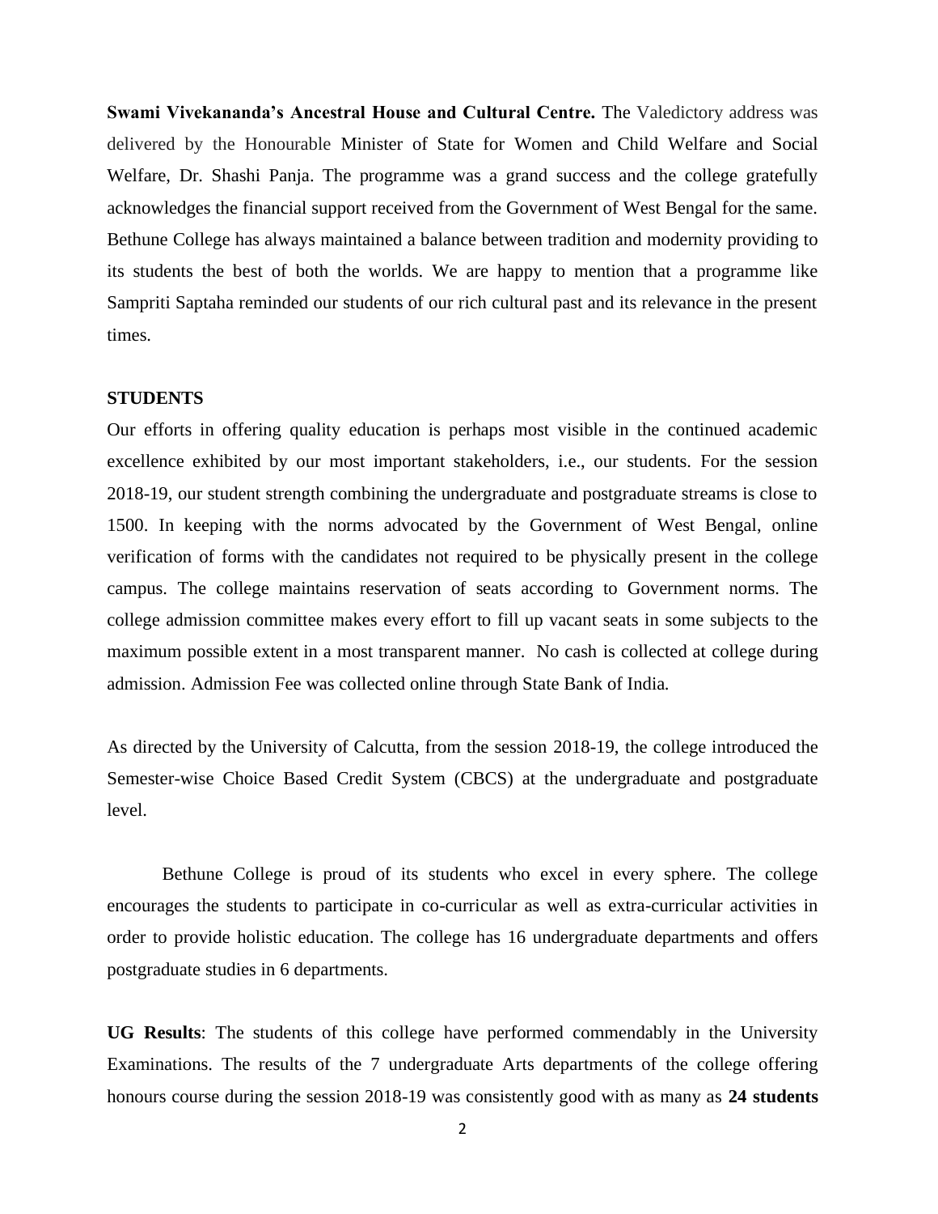**Swami Vivekananda's Ancestral House and Cultural Centre.** The Valedictory address was delivered by the Honourable Minister of State for Women and Child Welfare and Social Welfare, Dr. Shashi Panja. The programme was a grand success and the college gratefully acknowledges the financial support received from the Government of West Bengal for the same. Bethune College has always maintained a balance between tradition and modernity providing to its students the best of both the worlds. We are happy to mention that a programme like Sampriti Saptaha reminded our students of our rich cultural past and its relevance in the present times.

## STUDENTS

Our efforts in offering quality education is perhaps most visible in the continued academic excellence exhibited by our most important stakeholders, i.e., our students. For the session 2018-19, our student strength combining the undergraduate and postgraduate streams is close to 1500. In keeping with the norms advocated by the Government of West Bengal, online verification of forms with the candidates not required to be physically present in the college campus. The college maintains reservation of seats according to Government norms. The college admission committee makes every effort to fill up vacant seats in some subjects to the maximum possible extent in a most transparent manner. No cash is collected at college during admission. Admission Fee was collected online through State Bank of India.

As directed by the University of Calcutta, from the session 2018-19, the college introduced the Semester-wise Choice Based Credit System (CBCS) at the undergraduate and postgraduate level.

Bethune College is proud of its students who excel in every sphere. The college encourages the students to participate in co-curricular as well as extra-curricular activities in order to provide holistic education. The college has 16 undergraduate departments and offers postgraduate studies in 6 departments.

**UG Results**: The students of this college have performed commendably in the University Examinations. The results of the 7 undergraduate Arts departments of the college offering honours course during the session 2018-19 was consistently good with as many as **24 students**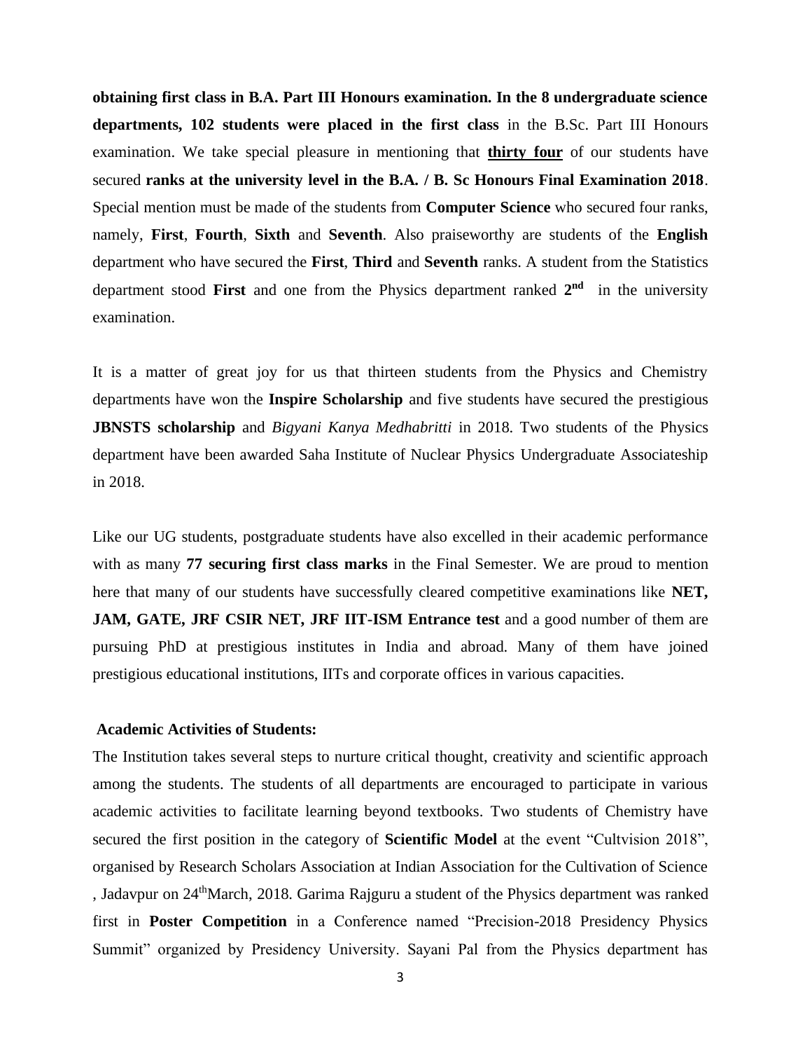**obtaining first class in B.A. Part III Honours examination. In the 8 undergraduate science departments, 102 students were placed in the first class** in the B.Sc. Part III Honours examination. We take special pleasure in mentioning that **thirty four** of our students have secured **ranks at the university level in the B.A. / B. Sc Honours Final Examination 2018**. Special mention must be made of the students from **Computer Science** who secured four ranks, namely, **First**, **Fourth**, **Sixth** and **Seventh**. Also praiseworthy are students of the **English** department who have secured the **First**, **Third** and **Seventh** ranks. A student from the Statistics department stood **First** and one from the Physics department ranked **2nd** in the university examination.

It is a matter of great joy for us that thirteen students from the Physics and Chemistry departments have won the **Inspire Scholarship** and five students have secured the prestigious **JBNSTS scholarship** and *Bigyani Kanya Medhabritti* in 2018. Two students of the Physics department have been awarded Saha Institute of Nuclear Physics Undergraduate Associateship in 2018.

Like our UG students, postgraduate students have also excelled in their academic performance with as many **77 securing first class marks** in the Final Semester. We are proud to mention here that many of our students have successfully cleared competitive examinations like **NET, JAM, GATE, JRF CSIR NET, JRF IIT-ISM Entrance test** and a good number of them are pursuing PhD at prestigious institutes in India and abroad. Many of them have joined prestigious educational institutions, IITs and corporate offices in various capacities.

**Academic Activities of Students:**

The Institution takes several steps to nurture critical thought, creativity and scientific approach among the students. The students of all departments are encouraged to participate in various academic activities to facilitate learning beyond textbooks. Two students of Chemistry have secured the first position in the category of **Scientific Model** at the event "Cultvision 2018", organised by Research Scholars Association at Indian Association for the Cultivation of Science , Jadavpur on 24th March, 2018. Garima Rajguru a student of the Physics department was ranked first in **Poster Competition** in a Conference named "Precision-2018 Presidency Physics Summit" organized by Presidency University. Sayani Pal from the Physics department has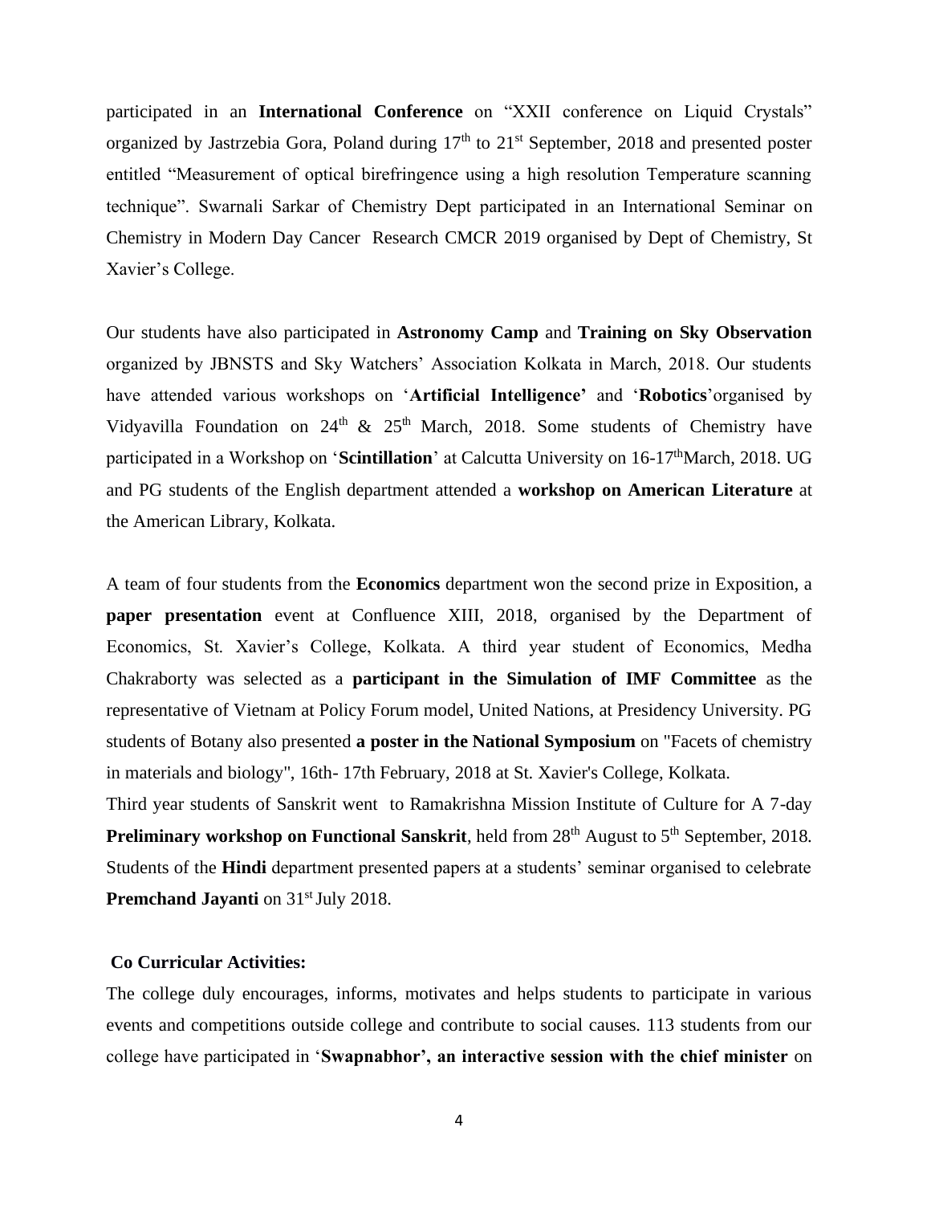participated in an **International Conference** on “XXII conference on Liquid Crystals” organized by Jastrzebia Gora, Poland during 17th to 21st September, 2018 and presented poster entitled “Measurement of optical birefringence using a high resolution Temperature scanning technique”. Swarnali Sarkar of Chemistry Dept participated in an International Seminar on Chemistry in Modern Day Cancer Research CMCR 2019 organised by Dept of Chemistry, St Xavier’s College.

Our students have also participated in **Astronomy Camp** and **Training on Sky Observation** organized by JBNSTS and Sky Watchers’ Association Kolkata in March, 2018. Our students have attended various workshops on ‘**Artificial Intelligence’** and ‘**Robotics**’organised by Vidyavilla Foundation on 24th & 25th March, 2018. Some students of Chemistry have participated in a Workshop on ‘**Scintillation**’ at Calcutta University on 16-17thMarch, 2018. UG and PG students of the English department attended a **workshop on American Literature** at the American Library, Kolkata.

A team of four students from the **Economics** department won the second prize in Exposition, a **paper presentation** event at Confluence XIII, 2018, organised by the Department of Economics, St. Xavier’s College, Kolkata. A third year student of Economics, Medha Chakraborty was selected as a **participant in the Simulation of IMF Committee** as the representative of Vietnam at Policy Forum model, United Nations, at Presidency University. PG students of Botany also presented **a poster in the National Symposium** on "Facets of chemistry in materials and biology", 16th- 17th February, 2018 at St. Xavier's College, Kolkata.
Third year students of Sanskrit went to Ramakrishna Mission Institute of Culture for A 7-day **Preliminary workshop on Functional Sanskrit**, held from 28th August to 5th September, 2018. Students of the **Hindi** department presented papers at a students’ seminar organised to celebrate **Premchand Jayanti** on 31st July 2018.

**Co Curricular Activities:**

The college duly encourages, informs, motivates and helps students to participate in various events and competitions outside college and contribute to social causes. 113 students from our college have participated in ‘**Swapnabhor’, an interactive session with the chief minister** on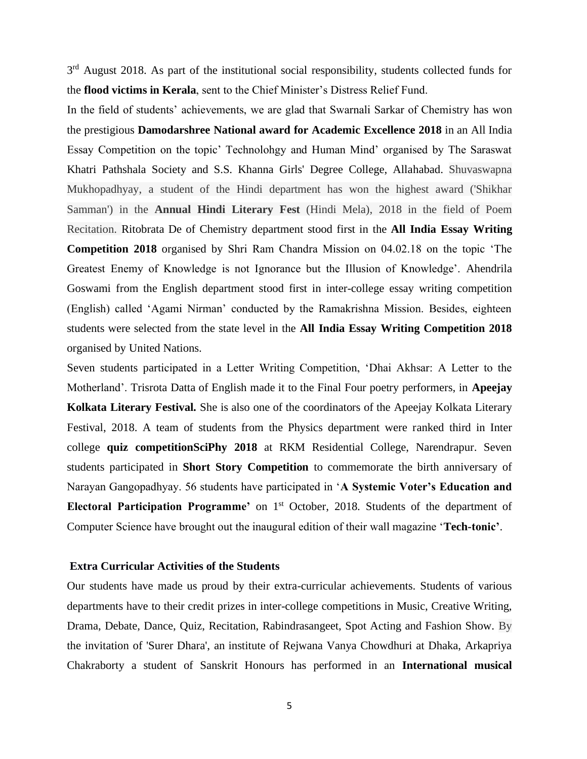3rd August 2018. As part of the institutional social responsibility, students collected funds for the **flood victims in Kerala**, sent to the Chief Minister's Distress Relief Fund.

In the field of students' achievements, we are glad that Swarnali Sarkar of Chemistry has won the prestigious **Damodarshree National award for Academic Excellence 2018** in an All India Essay Competition on the topic' Technolohgy and Human Mind' organised by The Saraswat Khatri Pathshala Society and S.S. Khanna Girls' Degree College, Allahabad. Shuvaswapna Mukhopadhyay, a student of the Hindi department has won the highest award ('Shikhar Samman') in the **Annual Hindi Literary Fest** (Hindi Mela), 2018 in the field of Poem Recitation. Ritobrata De of Chemistry department stood first in the **All India Essay Writing Competition 2018** organised by Shri Ram Chandra Mission on 04.02.18 on the topic 'The Greatest Enemy of Knowledge is not Ignorance but the Illusion of Knowledge'. Ahendrila Goswami from the English department stood first in inter-college essay writing competition (English) called 'Agami Nirman' conducted by the Ramakrishna Mission. Besides, eighteen students were selected from the state level in the **All India Essay Writing Competition 2018** organised by United Nations.

Seven students participated in a Letter Writing Competition, 'Dhai Akhsar: A Letter to the Motherland'. Trisrota Datta of English made it to the Final Four poetry performers, in **Apeejay Kolkata Literary Festival.** She is also one of the coordinators of the Apeejay Kolkata Literary Festival, 2018. A team of students from the Physics department were ranked third in Inter college **quiz competitionSciPhy 2018** at RKM Residential College, Narendrapur. Seven students participated in **Short Story Competition** to commemorate the birth anniversary of Narayan Gangopadhyay. 56 students have participated in '**A Systemic Voter's Education and Electoral Participation Programme'** on 1st October, 2018. Students of the department of Computer Science have brought out the inaugural edition of their wall magazine '**Tech-tonic'**.

### Extra Curricular Activities of the Students

Our students have made us proud by their extra-curricular achievements. Students of various departments have to their credit prizes in inter-college competitions in Music, Creative Writing, Drama, Debate, Dance, Quiz, Recitation, Rabindrasangeet, Spot Acting and Fashion Show. By the invitation of 'Surer Dhara', an institute of Rejwana Vanya Chowdhuri at Dhaka, Arkapriya Chakraborty a student of Sanskrit Honours has performed in an **International musical**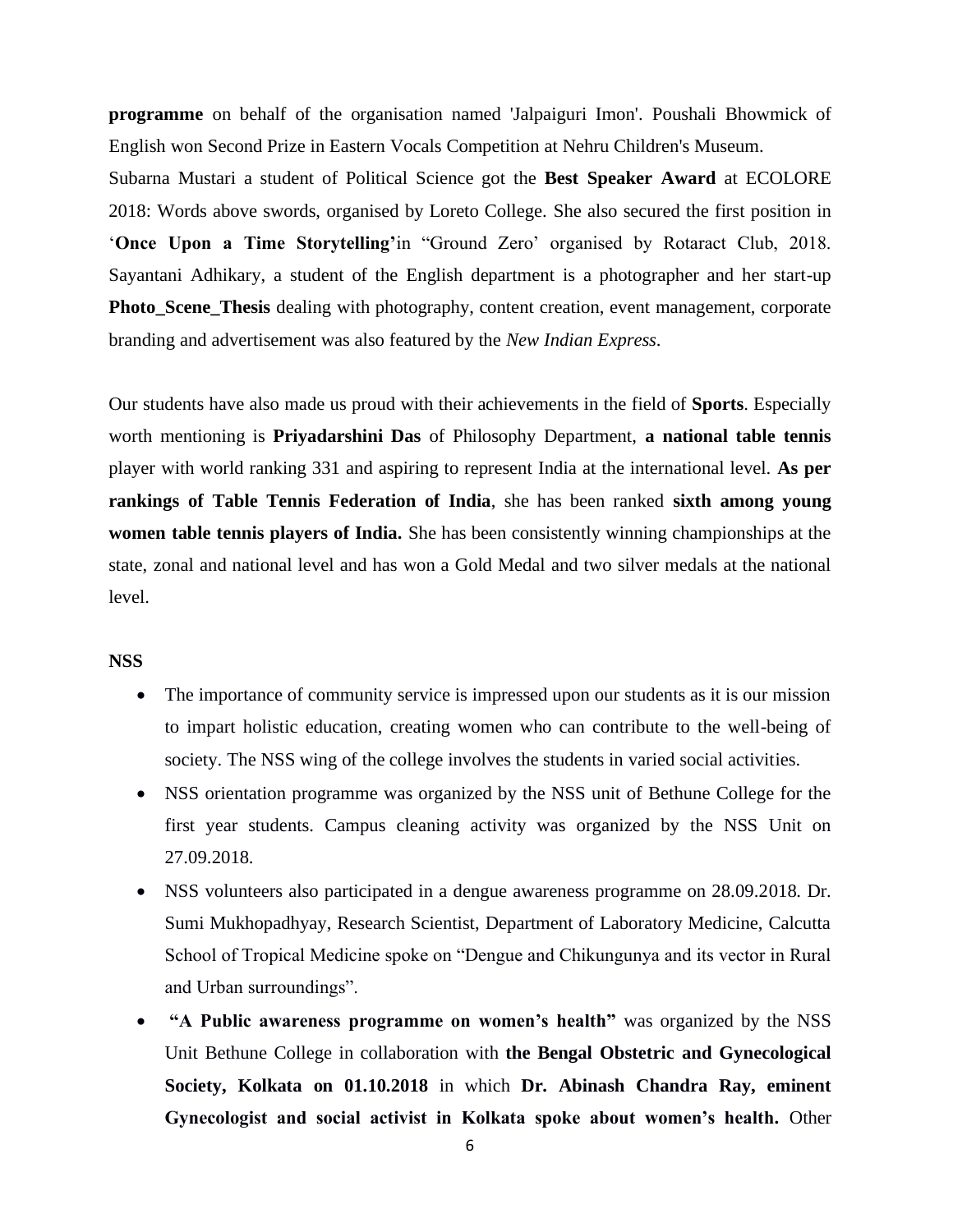**programme** on behalf of the organisation named 'Jalpaiguri Imon'. Poushali Bhowmick of English won Second Prize in Eastern Vocals Competition at Nehru Children's Museum.

Subarna Mustari a student of Political Science got the **Best Speaker Award** at ECOLORE 2018: Words above swords, organised by Loreto College. She also secured the first position in '**Once Upon a Time Storytelling'**in "Ground Zero' organised by Rotaract Club, 2018. Sayantani Adhikary, a student of the English department is a photographer and her start-up **Photo_Scene_Thesis** dealing with photography, content creation, event management, corporate branding and advertisement was also featured by the *New Indian Express*.

Our students have also made us proud with their achievements in the field of **Sports**. Especially worth mentioning is **Priyadarshini Das** of Philosophy Department, **a national table tennis** player with world ranking 331 and aspiring to represent India at the international level. **As per rankings of Table Tennis Federation of India**, she has been ranked **sixth among young women table tennis players of India.** She has been consistently winning championships at the state, zonal and national level and has won a Gold Medal and two silver medals at the national level.

**NSS**

- The importance of community service is impressed upon our students as it is our mission to impart holistic education, creating women who can contribute to the well-being of society. The NSS wing of the college involves the students in varied social activities.
- NSS orientation programme was organized by the NSS unit of Bethune College for the first year students. Campus cleaning activity was organized by the NSS Unit on 27.09.2018.
- NSS volunteers also participated in a dengue awareness programme on 28.09.2018. Dr. Sumi Mukhopadhyay, Research Scientist, Department of Laboratory Medicine, Calcutta School of Tropical Medicine spoke on "Dengue and Chikungunya and its vector in Rural and Urban surroundings".
- **"A Public awareness programme on women's health"** was organized by the NSS Unit Bethune College in collaboration with **the Bengal Obstetric and Gynecological Society, Kolkata on 01.10.2018** in which **Dr. Abinash Chandra Ray, eminent Gynecologist and social activist in Kolkata spoke about women's health.** Other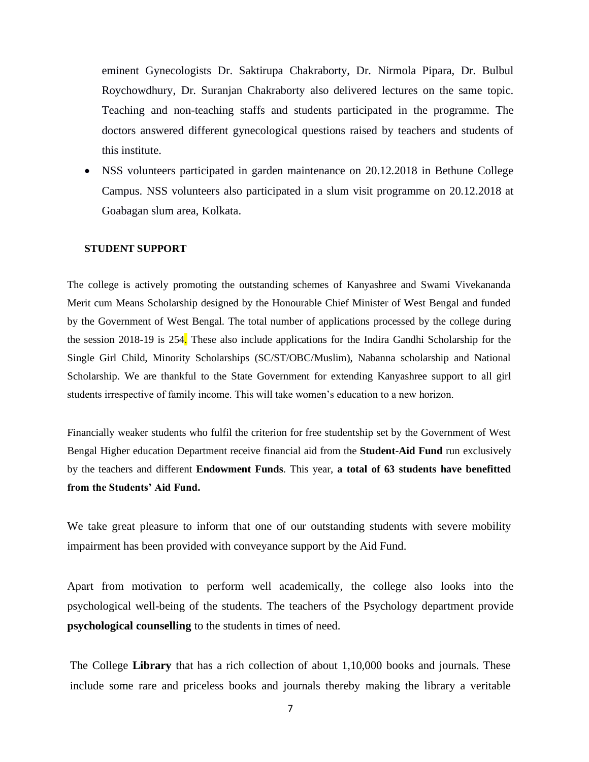eminent Gynecologists Dr. Saktirupa Chakraborty, Dr. Nirmola Pipara, Dr. Bulbul Roychowdhury, Dr. Suranjan Chakraborty also delivered lectures on the same topic. Teaching and non-teaching staffs and students participated in the programme. The doctors answered different gynecological questions raised by teachers and students of this institute.

- NSS volunteers participated in garden maintenance on 20.12.2018 in Bethune College Campus. NSS volunteers also participated in a slum visit programme on 20.12.2018 at Goabagan slum area, Kolkata.

**STUDENT SUPPORT**

The college is actively promoting the outstanding schemes of Kanyashree and Swami Vivekananda Merit cum Means Scholarship designed by the Honourable Chief Minister of West Bengal and funded by the Government of West Bengal. The total number of applications processed by the college during the session 2018-19 is 254. These also include applications for the Indira Gandhi Scholarship for the Single Girl Child, Minority Scholarships (SC/ST/OBC/Muslim), Nabanna scholarship and National Scholarship. We are thankful to the State Government for extending Kanyashree support to all girl students irrespective of family income. This will take women's education to a new horizon.

Financially weaker students who fulfil the criterion for free studentship set by the Government of West Bengal Higher education Department receive financial aid from the **Student-Aid Fund** run exclusively by the teachers and different **Endowment Funds**. This year, **a total of 63 students have benefitted from the Students' Aid Fund.**

We take great pleasure to inform that one of our outstanding students with severe mobility impairment has been provided with conveyance support by the Aid Fund.

Apart from motivation to perform well academically, the college also looks into the psychological well-being of the students. The teachers of the Psychology department provide **psychological counselling** to the students in times of need.

The College **Library** that has a rich collection of about 1,10,000 books and journals. These include some rare and priceless books and journals thereby making the library a veritable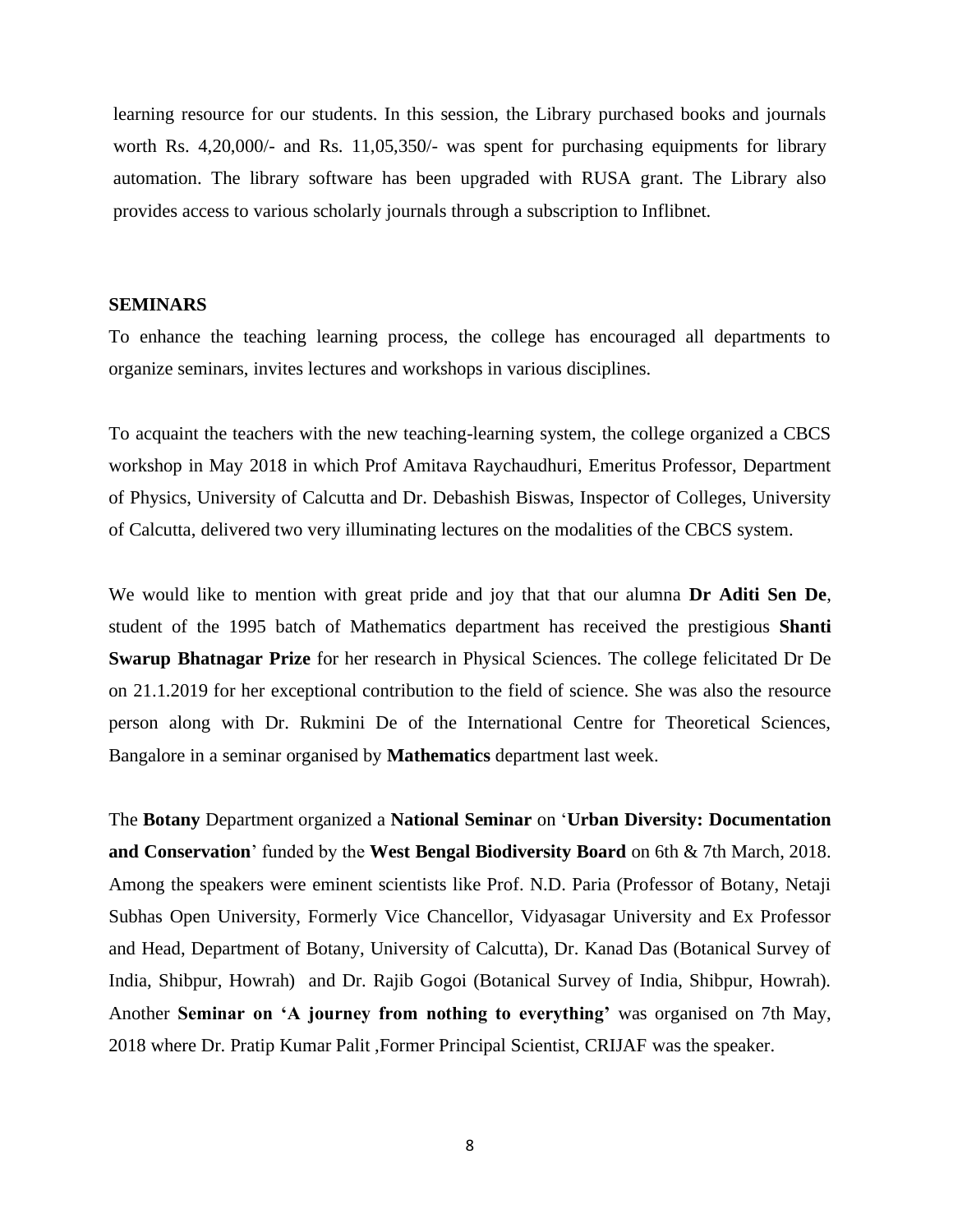learning resource for our students. In this session, the Library purchased books and journals worth Rs. 4,20,000/- and Rs. 11,05,350/- was spent for purchasing equipments for library automation. The library software has been upgraded with RUSA grant. The Library also provides access to various scholarly journals through a subscription to Inflibnet.

**SEMINARS**

To enhance the teaching learning process, the college has encouraged all departments to organize seminars, invites lectures and workshops in various disciplines.

To acquaint the teachers with the new teaching-learning system, the college organized a CBCS workshop in May 2018 in which Prof Amitava Raychaudhuri, Emeritus Professor, Department of Physics, University of Calcutta and Dr. Debashish Biswas, Inspector of Colleges, University of Calcutta, delivered two very illuminating lectures on the modalities of the CBCS system.

We would like to mention with great pride and joy that that our alumna **Dr Aditi Sen De**, student of the 1995 batch of Mathematics department has received the prestigious **Shanti Swarup Bhatnagar Prize** for her research in Physical Sciences. The college felicitated Dr De on 21.1.2019 for her exceptional contribution to the field of science. She was also the resource person along with Dr. Rukmini De of the International Centre for Theoretical Sciences, Bangalore in a seminar organised by **Mathematics** department last week.

The **Botany** Department organized a **National Seminar** on '**Urban Diversity: Documentation and Conservation**' funded by the **West Bengal Biodiversity Board** on 6th & 7th March, 2018. Among the speakers were eminent scientists like Prof. N.D. Paria (Professor of Botany, Netaji Subhas Open University, Formerly Vice Chancellor, Vidyasagar University and Ex Professor and Head, Department of Botany, University of Calcutta), Dr. Kanad Das (Botanical Survey of India, Shibpur, Howrah) and Dr. Rajib Gogoi (Botanical Survey of India, Shibpur, Howrah). Another **Seminar on 'A journey from nothing to everything'** was organised on 7th May, 2018 where Dr. Pratip Kumar Palit ,Former Principal Scientist, CRIJAF was the speaker.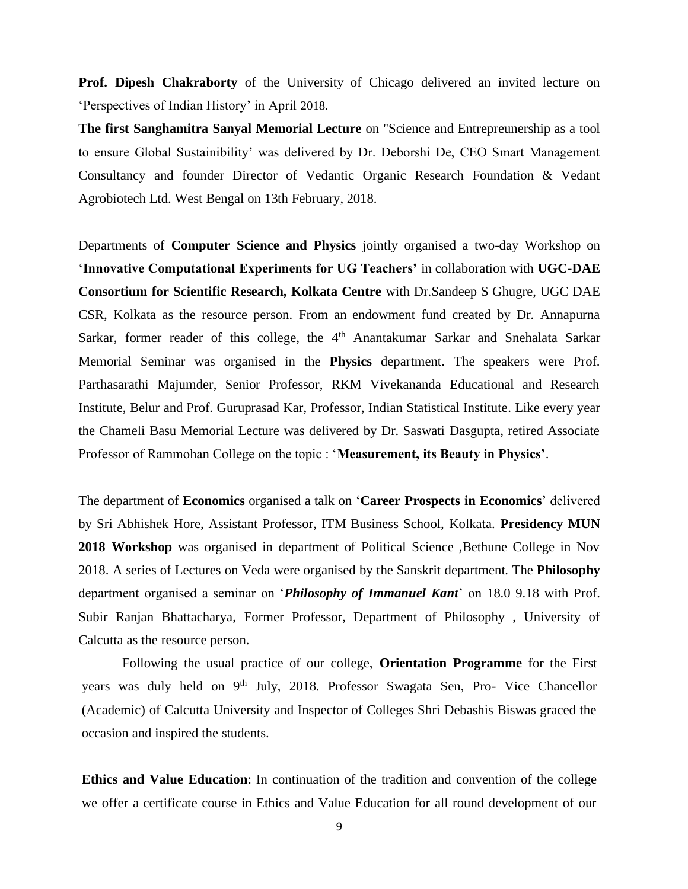**Prof. Dipesh Chakraborty** of the University of Chicago delivered an invited lecture on 'Perspectives of Indian History' in April 2018.

**The first Sanghamitra Sanyal Memorial Lecture** on "Science and Entrepreunership as a tool to ensure Global Sustainibility' was delivered by Dr. Deborshi De, CEO Smart Management Consultancy and founder Director of Vedantic Organic Research Foundation & Vedant Agrobiotech Ltd. West Bengal on 13th February, 2018.

Departments of **Computer Science and Physics** jointly organised a two-day Workshop on '**Innovative Computational Experiments for UG Teachers'** in collaboration with **UGC-DAE Consortium for Scientific Research, Kolkata Centre** with Dr.Sandeep S Ghugre, UGC DAE CSR, Kolkata as the resource person. From an endowment fund created by Dr. Annapurna Sarkar, former reader of this college, the 4th Anantakumar Sarkar and Snehalata Sarkar Memorial Seminar was organised in the **Physics** department. The speakers were Prof. Parthasarathi Majumder, Senior Professor, RKM Vivekananda Educational and Research Institute, Belur and Prof. Guruprasad Kar, Professor, Indian Statistical Institute. Like every year the Chameli Basu Memorial Lecture was delivered by Dr. Saswati Dasgupta, retired Associate Professor of Rammohan College on the topic : '**Measurement, its Beauty in Physics'**.

The department of **Economics** organised a talk on '**Career Prospects in Economics**' delivered by Sri Abhishek Hore, Assistant Professor, ITM Business School, Kolkata. **Presidency MUN 2018 Workshop** was organised in department of Political Science ,Bethune College in Nov 2018. A series of Lectures on Veda were organised by the Sanskrit department. The **Philosophy** department organised a seminar on '***Philosophy of Immanuel Kant***' on 18.0 9.18 with Prof. Subir Ranjan Bhattacharya, Former Professor, Department of Philosophy , University of Calcutta as the resource person.

Following the usual practice of our college, **Orientation Programme** for the First years was duly held on 9th July, 2018. Professor Swagata Sen, Pro- Vice Chancellor (Academic) of Calcutta University and Inspector of Colleges Shri Debashis Biswas graced the occasion and inspired the students.

**Ethics and Value Education**: In continuation of the tradition and convention of the college we offer a certificate course in Ethics and Value Education for all round development of our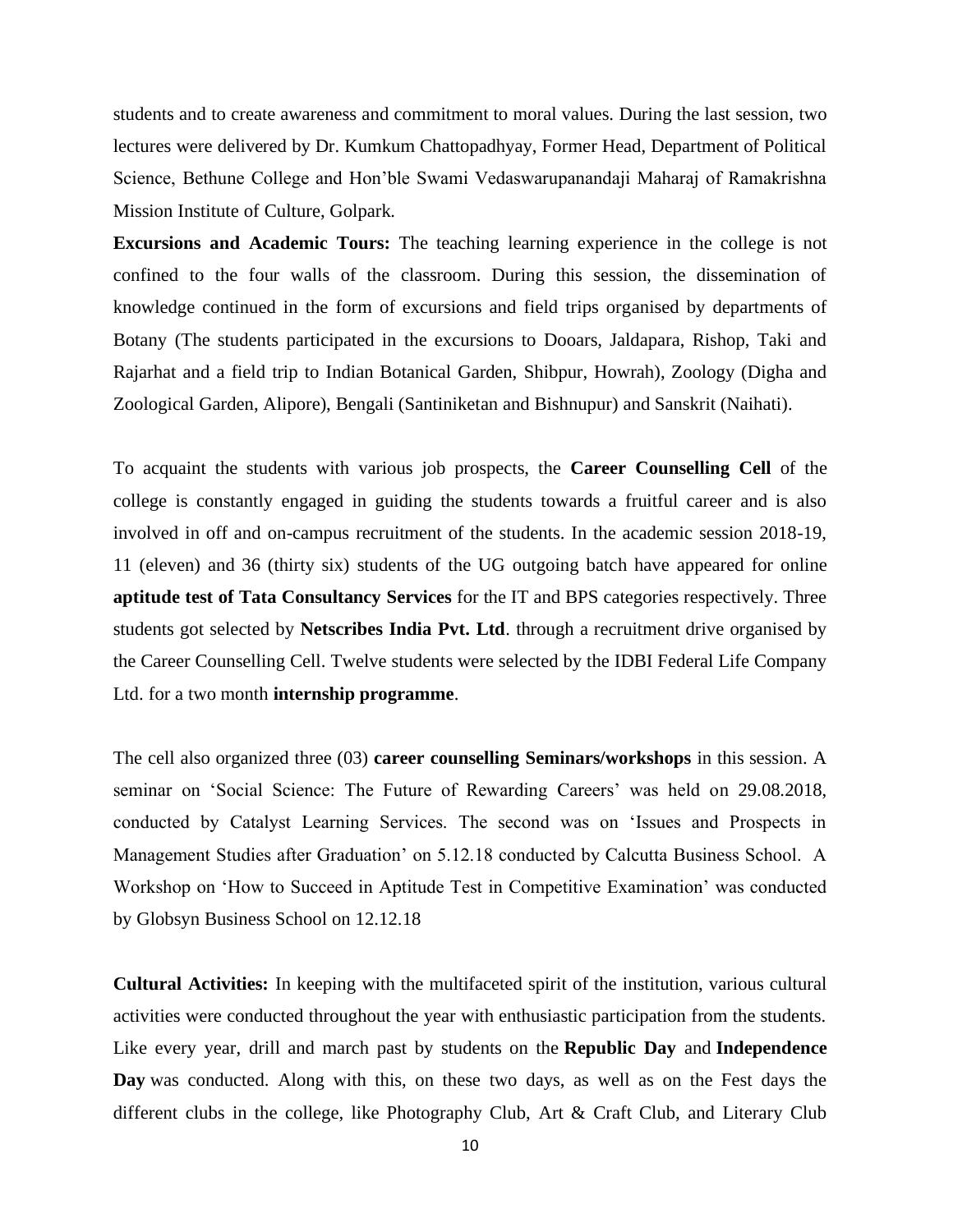students and to create awareness and commitment to moral values. During the last session, two lectures were delivered by Dr. Kumkum Chattopadhyay, Former Head, Department of Political Science, Bethune College and Hon'ble Swami Vedaswarupanandaji Maharaj of Ramakrishna Mission Institute of Culture, Golpark.

**Excursions and Academic Tours:** The teaching learning experience in the college is not confined to the four walls of the classroom. During this session, the dissemination of knowledge continued in the form of excursions and field trips organised by departments of Botany (The students participated in the excursions to Dooars, Jaldapara, Rishop, Taki and Rajarhat and a field trip to Indian Botanical Garden, Shibpur, Howrah), Zoology (Digha and Zoological Garden, Alipore), Bengali (Santiniketan and Bishnupur) and Sanskrit (Naihati).

To acquaint the students with various job prospects, the **Career Counselling Cell** of the college is constantly engaged in guiding the students towards a fruitful career and is also involved in off and on-campus recruitment of the students. In the academic session 2018-19, 11 (eleven) and 36 (thirty six) students of the UG outgoing batch have appeared for online **aptitude test of Tata Consultancy Services** for the IT and BPS categories respectively. Three students got selected by **Netscribes India Pvt. Ltd**. through a recruitment drive organised by the Career Counselling Cell. Twelve students were selected by the IDBI Federal Life Company Ltd. for a two month **internship programme**.

The cell also organized three (03) **career counselling Seminars/workshops** in this session. A seminar on 'Social Science: The Future of Rewarding Careers' was held on 29.08.2018, conducted by Catalyst Learning Services. The second was on 'Issues and Prospects in Management Studies after Graduation' on 5.12.18 conducted by Calcutta Business School. A Workshop on 'How to Succeed in Aptitude Test in Competitive Examination' was conducted by Globsyn Business School on 12.12.18

**Cultural Activities:** In keeping with the multifaceted spirit of the institution, various cultural activities were conducted throughout the year with enthusiastic participation from the students. Like every year, drill and march past by students on the **Republic Day** and **Independence Day** was conducted. Along with this, on these two days, as well as on the Fest days the different clubs in the college, like Photography Club, Art & Craft Club, and Literary Club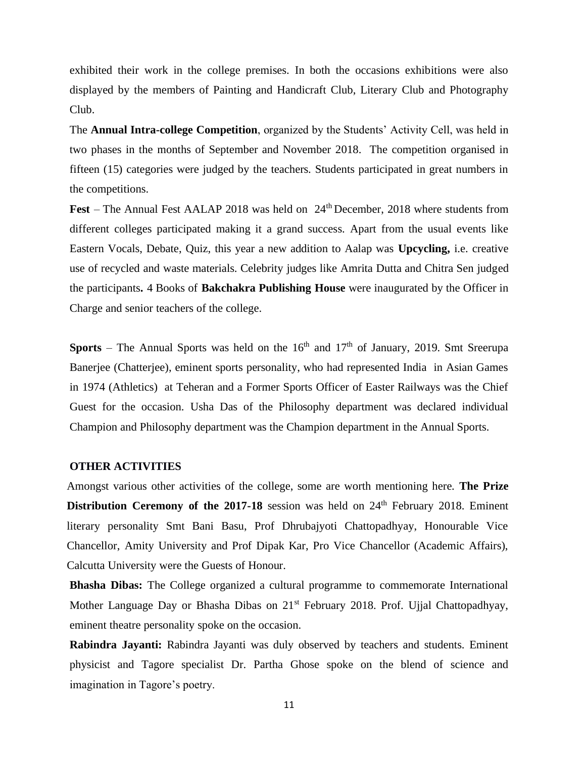exhibited their work in the college premises. In both the occasions exhibitions were also displayed by the members of Painting and Handicraft Club, Literary Club and Photography Club.

The **Annual Intra-college Competition**, organized by the Students' Activity Cell, was held in two phases in the months of September and November 2018. The competition organised in fifteen (15) categories were judged by the teachers. Students participated in great numbers in the competitions.

**Fest** – The Annual Fest AALAP 2018 was held on 24th December, 2018 where students from different colleges participated making it a grand success. Apart from the usual events like Eastern Vocals, Debate, Quiz, this year a new addition to Aalap was **Upcycling,** i.e. creative use of recycled and waste materials. Celebrity judges like Amrita Dutta and Chitra Sen judged the participants**.** 4 Books of **Bakchakra Publishing House** were inaugurated by the Officer in Charge and senior teachers of the college.

**Sports** – The Annual Sports was held on the 16th and 17th of January, 2019. Smt Sreerupa Banerjee (Chatterjee), eminent sports personality, who had represented India in Asian Games in 1974 (Athletics) at Teheran and a Former Sports Officer of Easter Railways was the Chief Guest for the occasion. Usha Das of the Philosophy department was declared individual Champion and Philosophy department was the Champion department in the Annual Sports.

## OTHER ACTIVITIES

Amongst various other activities of the college, some are worth mentioning here. **The Prize Distribution Ceremony of the 2017-18** session was held on 24th February 2018. Eminent literary personality Smt Bani Basu, Prof Dhrubajyoti Chattopadhyay, Honourable Vice Chancellor, Amity University and Prof Dipak Kar, Pro Vice Chancellor (Academic Affairs), Calcutta University were the Guests of Honour.

**Bhasha Dibas:** The College organized a cultural programme to commemorate International Mother Language Day or Bhasha Dibas on 21st February 2018. Prof. Ujjal Chattopadhyay, eminent theatre personality spoke on the occasion.

**Rabindra Jayanti:** Rabindra Jayanti was duly observed by teachers and students. Eminent physicist and Tagore specialist Dr. Partha Ghose spoke on the blend of science and imagination in Tagore's poetry.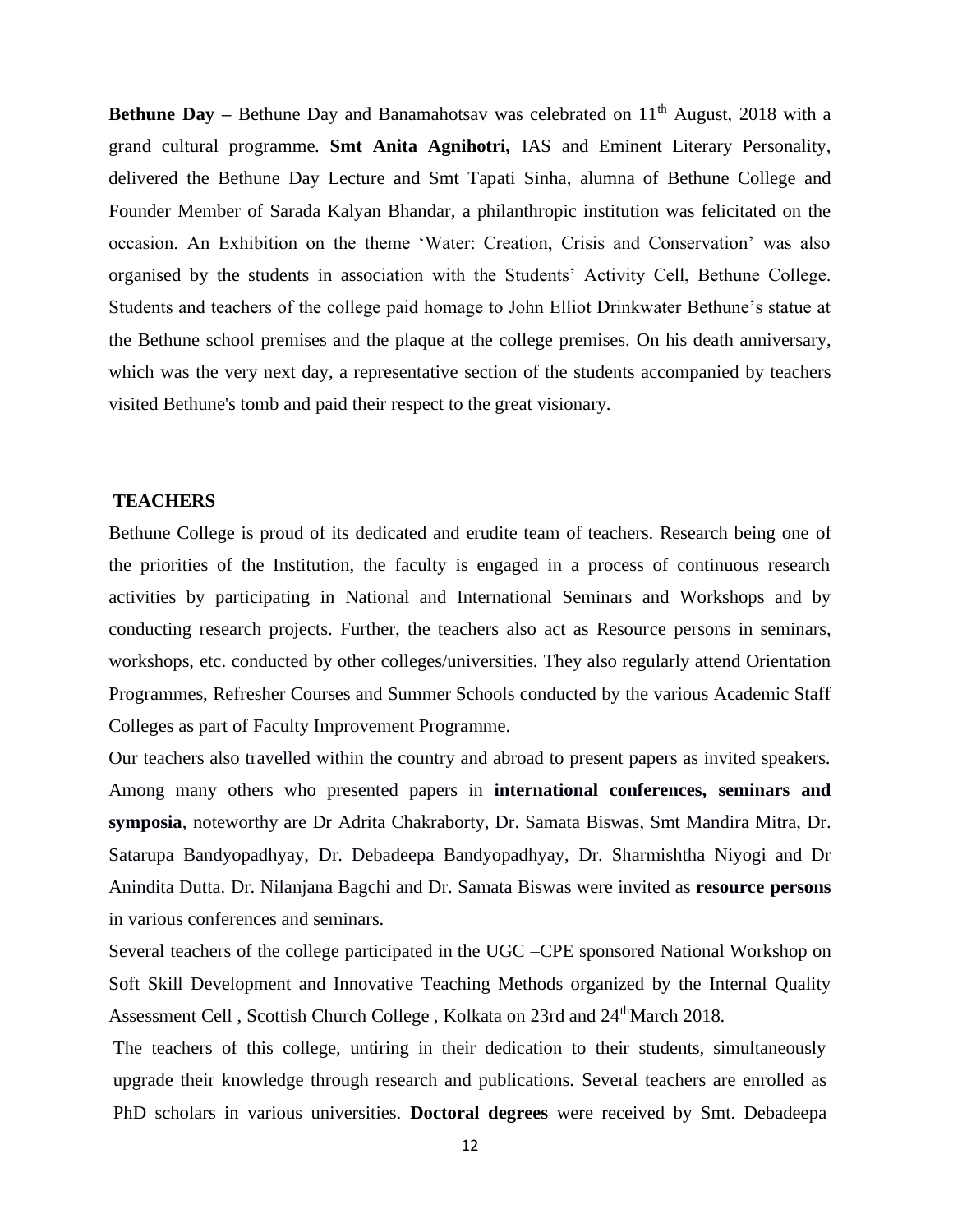**Bethune Day –** Bethune Day and Banamahotsav was celebrated on 11th August, 2018 with a grand cultural programme. **Smt Anita Agnihotri,** IAS and Eminent Literary Personality, delivered the Bethune Day Lecture and Smt Tapati Sinha, alumna of Bethune College and Founder Member of Sarada Kalyan Bhandar, a philanthropic institution was felicitated on the occasion. An Exhibition on the theme 'Water: Creation, Crisis and Conservation' was also organised by the students in association with the Students' Activity Cell, Bethune College. Students and teachers of the college paid homage to John Elliot Drinkwater Bethune's statue at the Bethune school premises and the plaque at the college premises. On his death anniversary, which was the very next day, a representative section of the students accompanied by teachers visited Bethune's tomb and paid their respect to the great visionary.

## TEACHERS

Bethune College is proud of its dedicated and erudite team of teachers. Research being one of the priorities of the Institution, the faculty is engaged in a process of continuous research activities by participating in National and International Seminars and Workshops and by conducting research projects. Further, the teachers also act as Resource persons in seminars, workshops, etc. conducted by other colleges/universities. They also regularly attend Orientation Programmes, Refresher Courses and Summer Schools conducted by the various Academic Staff Colleges as part of Faculty Improvement Programme.

Our teachers also travelled within the country and abroad to present papers as invited speakers. Among many others who presented papers in **international conferences, seminars and symposia**, noteworthy are Dr Adrita Chakraborty, Dr. Samata Biswas, Smt Mandira Mitra, Dr. Satarupa Bandyopadhyay, Dr. Debadeepa Bandyopadhyay, Dr. Sharmishtha Niyogi and Dr Anindita Dutta. Dr. Nilanjana Bagchi and Dr. Samata Biswas were invited as **resource persons** in various conferences and seminars.

Several teachers of the college participated in the UGC –CPE sponsored National Workshop on Soft Skill Development and Innovative Teaching Methods organized by the Internal Quality Assessment Cell , Scottish Church College , Kolkata on 23rd and 24th March 2018.

The teachers of this college, untiring in their dedication to their students, simultaneously upgrade their knowledge through research and publications. Several teachers are enrolled as PhD scholars in various universities. **Doctoral degrees** were received by Smt. Debadeepa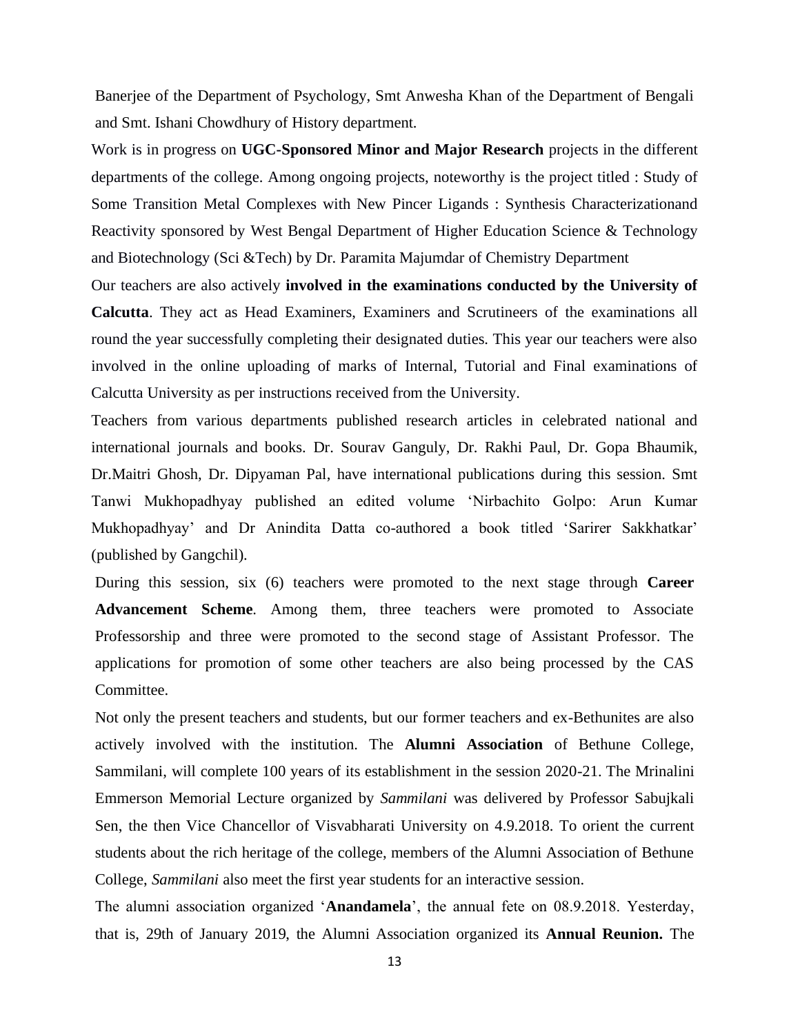Banerjee of the Department of Psychology, Smt Anwesha Khan of the Department of Bengali and Smt. Ishani Chowdhury of History department.

Work is in progress on **UGC-Sponsored Minor and Major Research** projects in the different departments of the college. Among ongoing projects, noteworthy is the project titled : Study of Some Transition Metal Complexes with New Pincer Ligands : Synthesis Characterizationand Reactivity sponsored by West Bengal Department of Higher Education Science & Technology and Biotechnology (Sci &Tech) by Dr. Paramita Majumdar of Chemistry Department

Our teachers are also actively **involved in the examinations conducted by the University of Calcutta**. They act as Head Examiners, Examiners and Scrutineers of the examinations all round the year successfully completing their designated duties. This year our teachers were also involved in the online uploading of marks of Internal, Tutorial and Final examinations of Calcutta University as per instructions received from the University.

Teachers from various departments published research articles in celebrated national and international journals and books. Dr. Sourav Ganguly, Dr. Rakhi Paul, Dr. Gopa Bhaumik, Dr.Maitri Ghosh, Dr. Dipyaman Pal, have international publications during this session. Smt Tanwi Mukhopadhyay published an edited volume 'Nirbachito Golpo: Arun Kumar Mukhopadhyay' and Dr Anindita Datta co-authored a book titled 'Sarirer Sakkhatkar' (published by Gangchil).

During this session, six (6) teachers were promoted to the next stage through **Career Advancement Scheme**. Among them, three teachers were promoted to Associate Professorship and three were promoted to the second stage of Assistant Professor. The applications for promotion of some other teachers are also being processed by the CAS Committee.

Not only the present teachers and students, but our former teachers and ex-Bethunites are also actively involved with the institution. The **Alumni Association** of Bethune College, Sammilani, will complete 100 years of its establishment in the session 2020-21. The Mrinalini Emmerson Memorial Lecture organized by *Sammilani* was delivered by Professor Sabujkali Sen, the then Vice Chancellor of Visvabharati University on 4.9.2018. To orient the current students about the rich heritage of the college, members of the Alumni Association of Bethune College, *Sammilani* also meet the first year students for an interactive session.

The alumni association organized '**Anandamela**', the annual fete on 08.9.2018. Yesterday, that is, 29th of January 2019, the Alumni Association organized its **Annual Reunion.** The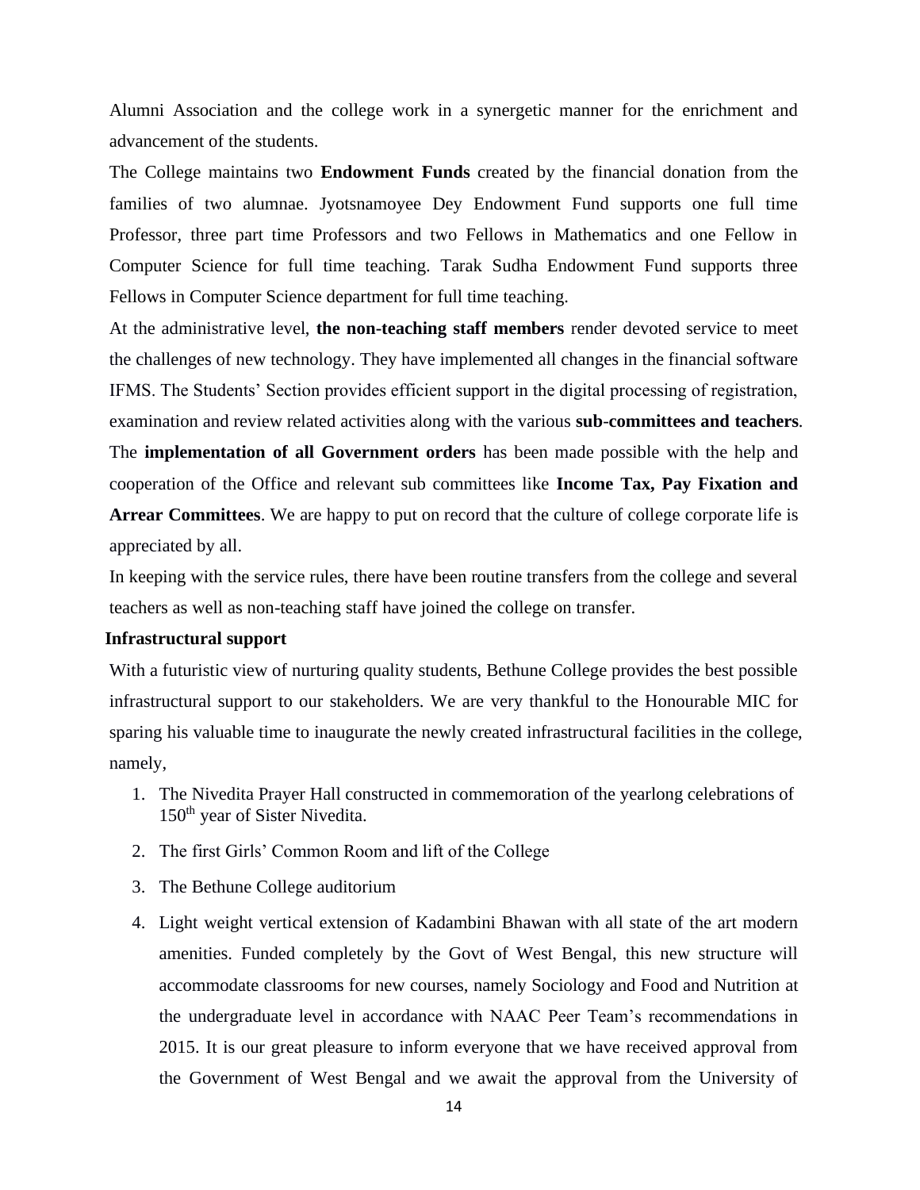Alumni Association and the college work in a synergetic manner for the enrichment and advancement of the students.

The College maintains two **Endowment Funds** created by the financial donation from the families of two alumnae. Jyotsnamoyee Dey Endowment Fund supports one full time Professor, three part time Professors and two Fellows in Mathematics and one Fellow in Computer Science for full time teaching. Tarak Sudha Endowment Fund supports three Fellows in Computer Science department for full time teaching.

At the administrative level, **the non-teaching staff members** render devoted service to meet the challenges of new technology. They have implemented all changes in the financial software IFMS. The Students' Section provides efficient support in the digital processing of registration, examination and review related activities along with the various **sub-committees and teachers**. The **implementation of all Government orders** has been made possible with the help and cooperation of the Office and relevant sub committees like **Income Tax, Pay Fixation and Arrear Committees**. We are happy to put on record that the culture of college corporate life is appreciated by all.

In keeping with the service rules, there have been routine transfers from the college and several teachers as well as non-teaching staff have joined the college on transfer.

**Infrastructural support**

With a futuristic view of nurturing quality students, Bethune College provides the best possible infrastructural support to our stakeholders. We are very thankful to the Honourable MIC for sparing his valuable time to inaugurate the newly created infrastructural facilities in the college, namely,

1. The Nivedita Prayer Hall constructed in commemoration of the yearlong celebrations of 150th year of Sister Nivedita.
2. The first Girls' Common Room and lift of the College
3. The Bethune College auditorium
4. Light weight vertical extension of Kadambini Bhawan with all state of the art modern amenities. Funded completely by the Govt of West Bengal, this new structure will accommodate classrooms for new courses, namely Sociology and Food and Nutrition at the undergraduate level in accordance with NAAC Peer Team's recommendations in 2015. It is our great pleasure to inform everyone that we have received approval from the Government of West Bengal and we await the approval from the University of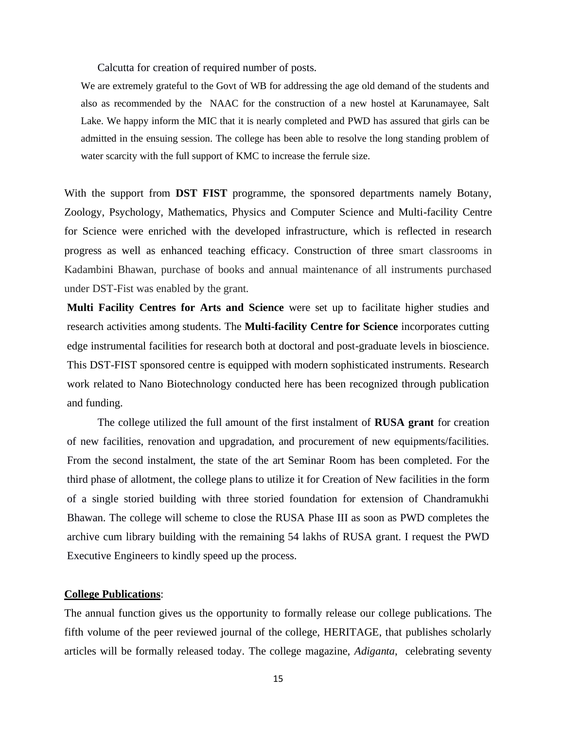Calcutta for creation of required number of posts.

We are extremely grateful to the Govt of WB for addressing the age old demand of the students and also as recommended by the NAAC for the construction of a new hostel at Karunamayee, Salt Lake. We happy inform the MIC that it is nearly completed and PWD has assured that girls can be admitted in the ensuing session. The college has been able to resolve the long standing problem of water scarcity with the full support of KMC to increase the ferrule size.

With the support from **DST FIST** programme, the sponsored departments namely Botany, Zoology, Psychology, Mathematics, Physics and Computer Science and Multi-facility Centre for Science were enriched with the developed infrastructure, which is reflected in research progress as well as enhanced teaching efficacy. Construction of three smart classrooms in Kadambini Bhawan, purchase of books and annual maintenance of all instruments purchased under DST-Fist was enabled by the grant.

**Multi Facility Centres for Arts and Science** were set up to facilitate higher studies and research activities among students. The **Multi-facility Centre for Science** incorporates cutting edge instrumental facilities for research both at doctoral and post-graduate levels in bioscience. This DST-FIST sponsored centre is equipped with modern sophisticated instruments. Research work related to Nano Biotechnology conducted here has been recognized through publication and funding.

The college utilized the full amount of the first instalment of **RUSA grant** for creation of new facilities, renovation and upgradation, and procurement of new equipments/facilities. From the second instalment, the state of the art Seminar Room has been completed. For the third phase of allotment, the college plans to utilize it for Creation of New facilities in the form of a single storied building with three storied foundation for extension of Chandramukhi Bhawan. The college will scheme to close the RUSA Phase III as soon as PWD completes the archive cum library building with the remaining 54 lakhs of RUSA grant. I request the PWD Executive Engineers to kindly speed up the process.

**College Publications**:

The annual function gives us the opportunity to formally release our college publications. The fifth volume of the peer reviewed journal of the college, HERITAGE, that publishes scholarly articles will be formally released today. The college magazine, *Adiganta*, celebrating seventy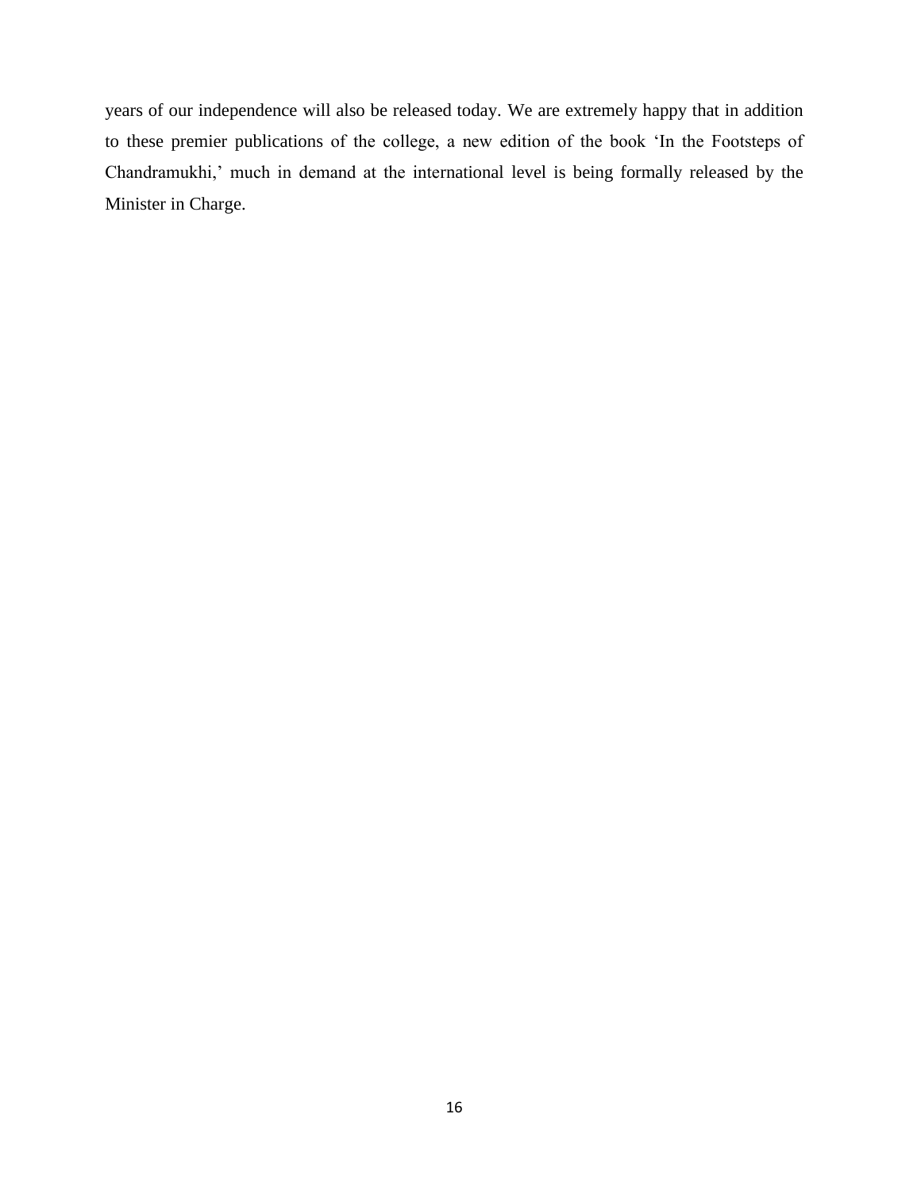years of our independence will also be released today. We are extremely happy that in addition to these premier publications of the college, a new edition of the book ‘In the Footsteps of Chandramukhi,’ much in demand at the international level is being formally released by the Minister in Charge.